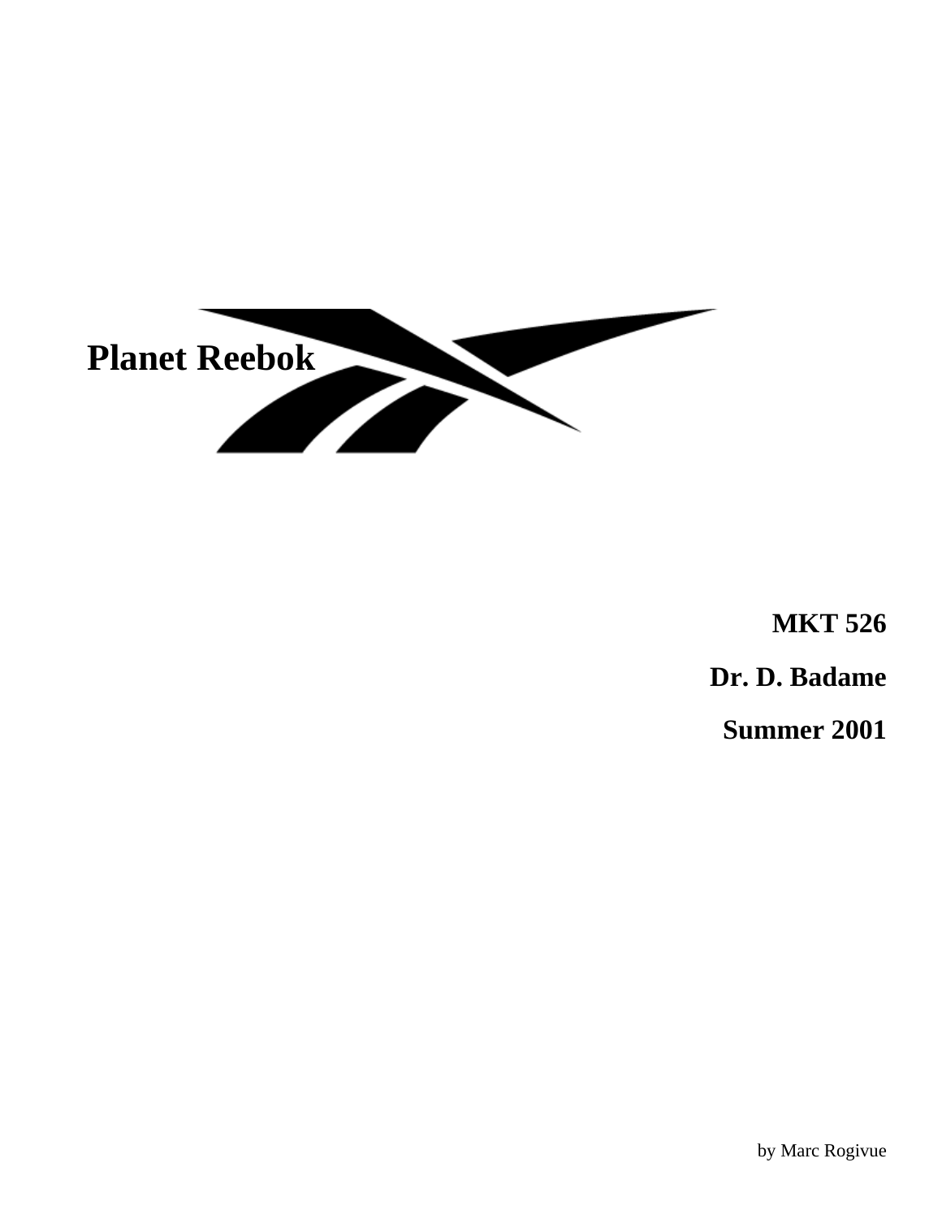# Planet Reebok

**MKT 526**

**Dr. D. Badame**

**Summer 2001**

by Marc Rogivue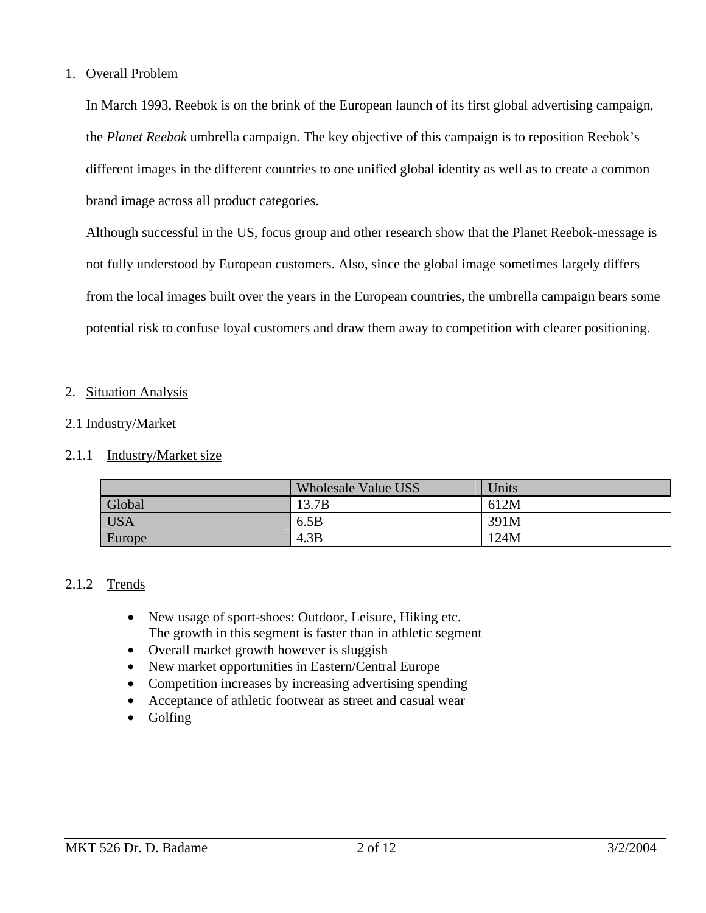## 1. Overall Problem

In March 1993, Reebok is on the brink of the European launch of its first global advertising campaign, the *Planet Reebok* umbrella campaign. The key objective of this campaign is to reposition Reebok's different images in the different countries to one unified global identity as well as to create a common brand image across all product categories.

Although successful in the US, focus group and other research show that the Planet Reebok-message is not fully understood by European customers. Also, since the global image sometimes largely differs from the local images built over the years in the European countries, the umbrella campaign bears some potential risk to confuse loyal customers and draw them away to competition with clearer positioning.

## 2. Situation Analysis

### 2.1 Industry/Market

#### 2.1.1 Industry/Market size

| | Wholesale Value US$ | Units |
|---|---|---|
| Global | 13.7B | 612M |
| USA | 6.5B | 391M |
| Europe | 4.3B | 124M |

#### 2.1.2 Trends

- New usage of sport-shoes: Outdoor, Leisure, Hiking etc.
  The growth in this segment is faster than in athletic segment
- Overall market growth however is sluggish
- New market opportunities in Eastern/Central Europe
- Competition increases by increasing advertising spending
- Acceptance of athletic footwear as street and casual wear
- Golfing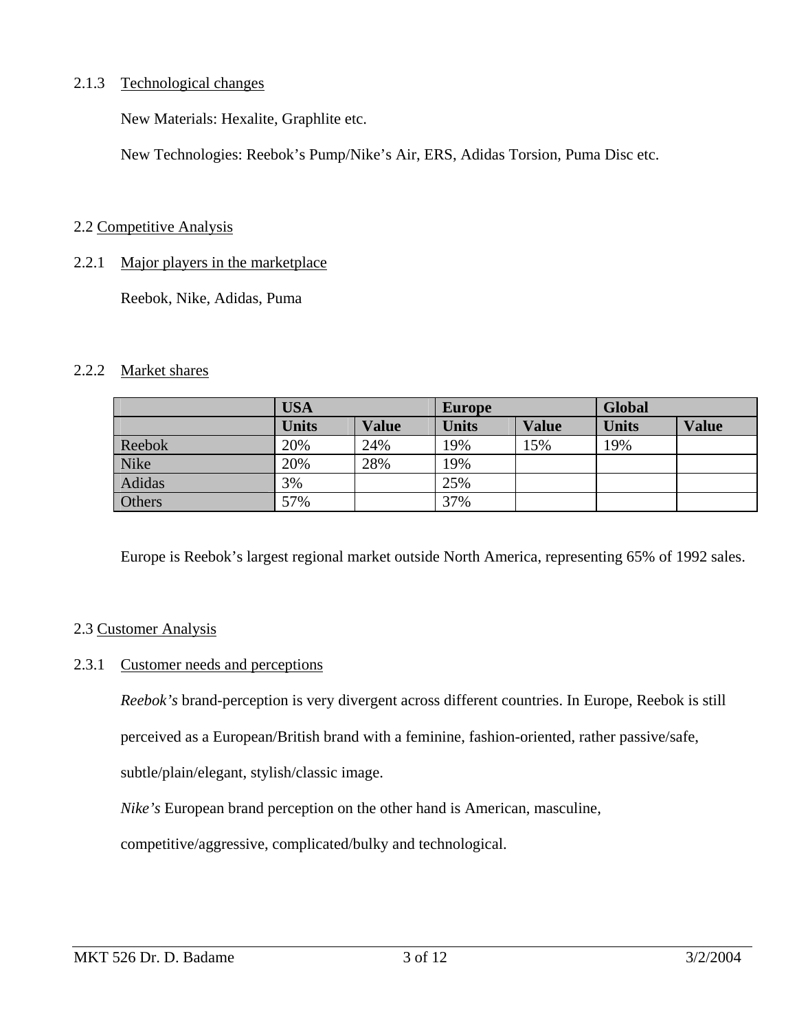### 2.1.3 Technological changes

New Materials: Hexalite, Graphlite etc.

New Technologies: Reebok's Pump/Nike's Air, ERS, Adidas Torsion, Puma Disc etc.

## 2.2 Competitive Analysis

### 2.2.1 Major players in the marketplace

Reebok, Nike, Adidas, Puma

### 2.2.2 Market shares

| | USA | | Europe | | Global | |
|---|---|---|---|---|---|---|
| | **Units** | **Value** | **Units** | **Value** | **Units** | **Value** |
| Reebok | 20% | 24% | 19% | 15% | 19% | |
| Nike | 20% | 28% | 19% | | | |
| Adidas | 3% | | 25% | | | |
| Others | 57% | | 37% | | | |

Europe is Reebok's largest regional market outside North America, representing 65% of 1992 sales.

## 2.3 Customer Analysis

### 2.3.1 Customer needs and perceptions

*Reebok's* brand-perception is very divergent across different countries. In Europe, Reebok is still perceived as a European/British brand with a feminine, fashion-oriented, rather passive/safe, subtle/plain/elegant, stylish/classic image.

*Nike's* European brand perception on the other hand is American, masculine, competitive/aggressive, complicated/bulky and technological.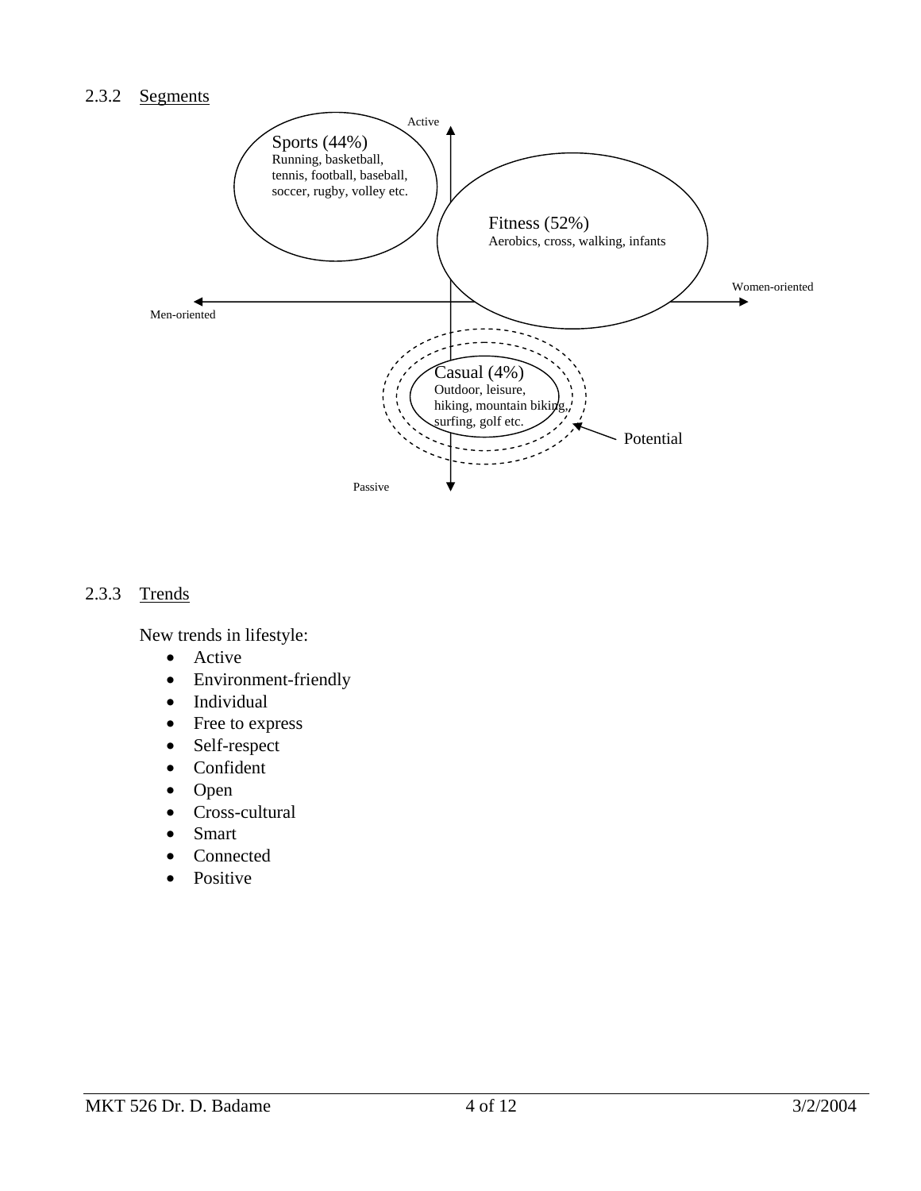### 2.3.2 Segments

Active

Sports (44%)
Running, basketball, tennis, football, baseball, soccer, rugby, volley etc.

Fitness (52%)
Aerobics, cross, walking, infants

Women-oriented

Men-oriented

Casual (4%)
Outdoor, leisure, hiking, mountain biking, surfing, golf etc.

Potential

Passive

### 2.3.3 Trends

New trends in lifestyle:

- Active
- Environment-friendly
- Individual
- Free to express
- Self-respect
- Confident
- Open
- Cross-cultural
- Smart
- Connected
- Positive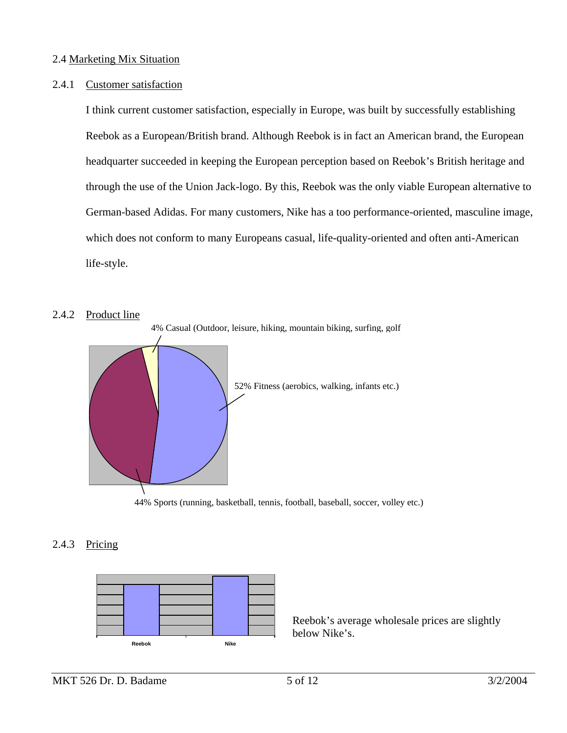## 2.4 Marketing Mix Situation

### 2.4.1 Customer satisfaction

I think current customer satisfaction, especially in Europe, was built by successfully establishing Reebok as a European/British brand. Although Reebok is in fact an American brand, the European headquarter succeeded in keeping the European perception based on Reebok's British heritage and through the use of the Union Jack-logo. By this, Reebok was the only viable European alternative to German-based Adidas. For many customers, Nike has a too performance-oriented, masculine image, which does not conform to many Europeans casual, life-quality-oriented and often anti-American life-style.

### 2.4.2 Product line

4% Casual (Outdoor, leisure, hiking, mountain biking, surfing, golf

52% Fitness (aerobics, walking, infants etc.)

44% Sports (running, basketball, tennis, football, baseball, soccer, volley etc.)

### 2.4.3 Pricing

Reebok

Nike

Reebok's average wholesale prices are slightly below Nike's.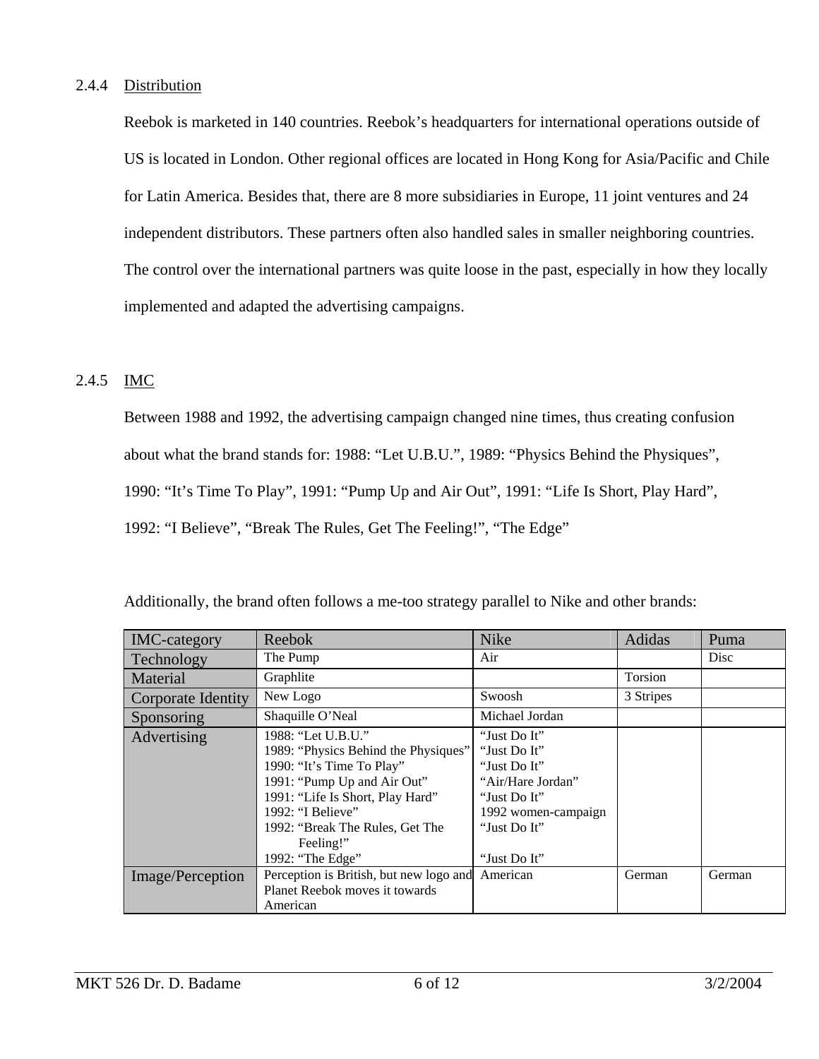### 2.4.4 Distribution

Reebok is marketed in 140 countries. Reebok's headquarters for international operations outside of US is located in London. Other regional offices are located in Hong Kong for Asia/Pacific and Chile for Latin America. Besides that, there are 8 more subsidiaries in Europe, 11 joint ventures and 24 independent distributors. These partners often also handled sales in smaller neighboring countries. The control over the international partners was quite loose in the past, especially in how they locally implemented and adapted the advertising campaigns.

### 2.4.5 IMC

Between 1988 and 1992, the advertising campaign changed nine times, thus creating confusion about what the brand stands for: 1988: "Let U.B.U.", 1989: "Physics Behind the Physiques", 1990: "It's Time To Play", 1991: "Pump Up and Air Out", 1991: "Life Is Short, Play Hard", 1992: "I Believe", "Break The Rules, Get The Feeling!", "The Edge"

Additionally, the brand often follows a me-too strategy parallel to Nike and other brands:

| IMC-category | Reebok | Nike | Adidas | Puma |
|---|---|---|---|---|
| Technology | The Pump | Air | | Disc |
| Material | Graphlite | | Torsion | |
| Corporate Identity | New Logo | Swoosh | 3 Stripes | |
| Sponsoring | Shaquille O'Neal | Michael Jordan | | |
| Advertising | 1988: "Let U.B.U."<br>1989: "Physics Behind the Physiques"<br>1990: "It's Time To Play"<br>1991: "Pump Up and Air Out"<br>1991: "Life Is Short, Play Hard"<br>1992: "I Believe"<br>1992: "Break The Rules, Get The Feeling!"<br>1992: "The Edge" | "Just Do It"<br>"Just Do It"<br>"Just Do It"<br>"Air/Hare Jordan"<br>"Just Do It"<br>1992 women-campaign<br>"Just Do It"<br><br>"Just Do It" | | |
| Image/Perception | Perception is British, but new logo and Planet Reebok moves it towards American | American | German | German |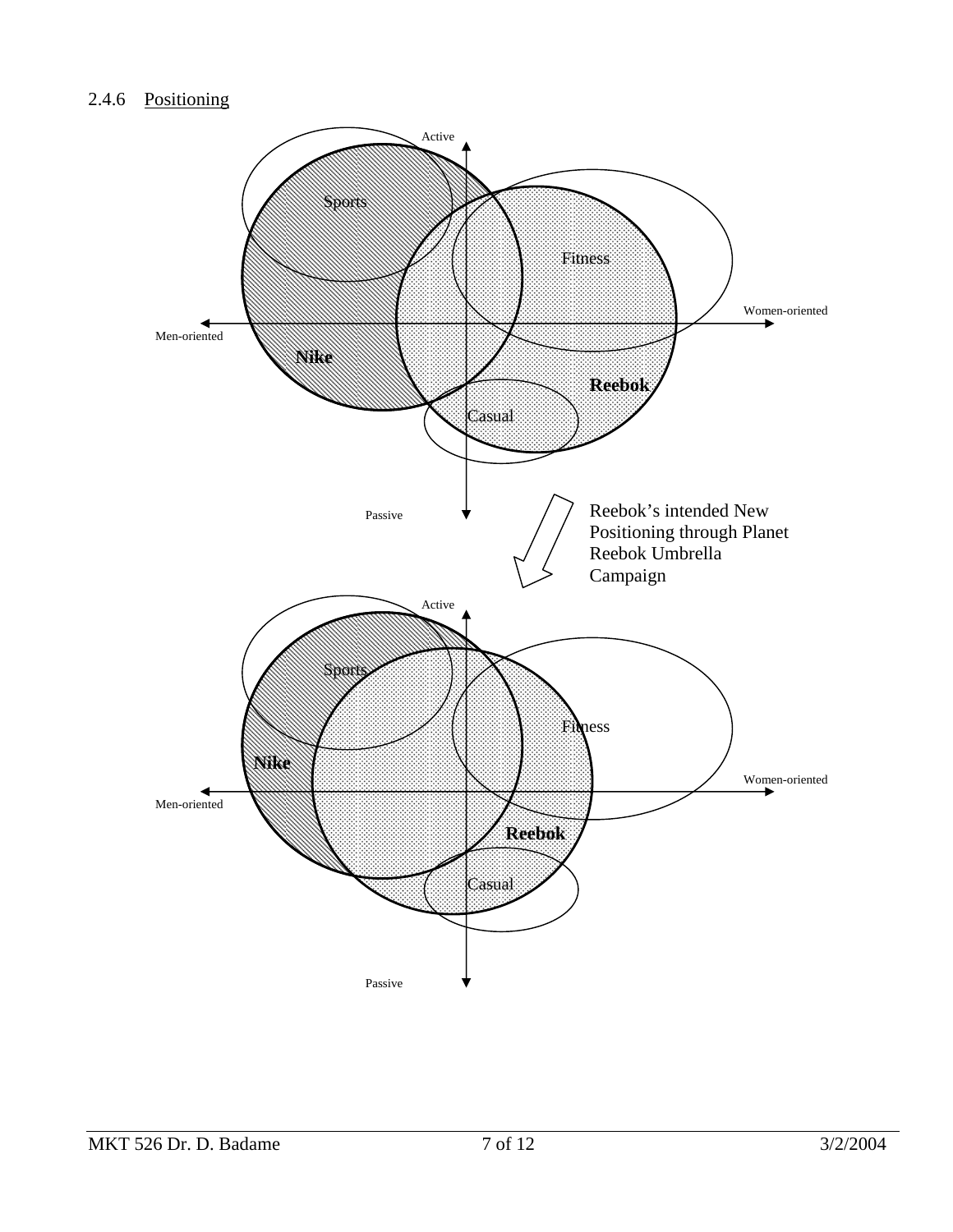## 2.4.6 Positioning

Active

Sports

Fitness

Women-oriented

Men-oriented

Nike

Reebok

Casual

Passive

Reebok's intended New Positioning through Planet Reebok Umbrella Campaign

Active

Sports

Fitness

Nike

Women-oriented

Men-oriented

Reebok

Casual

Passive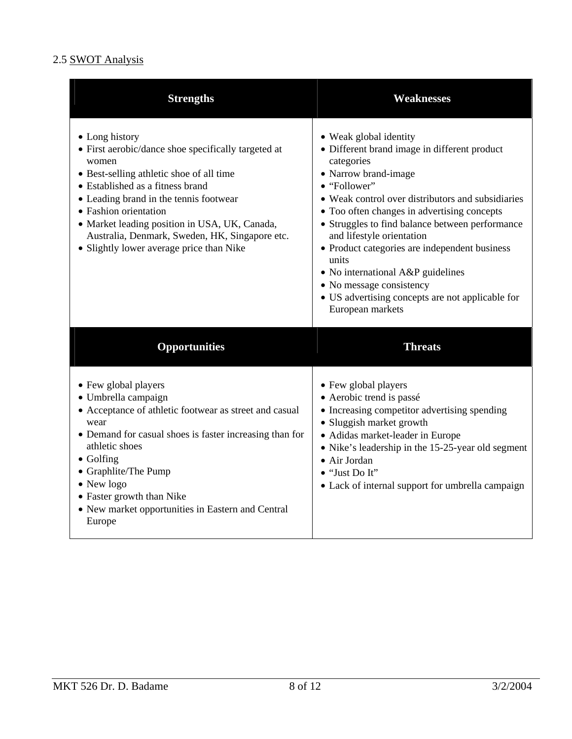## 2.5 SWOT Analysis

| Strengths | Weaknesses |
| --- | --- |
| • Long history<br>• First aerobic/dance shoe specifically targeted at women<br>• Best-selling athletic shoe of all time<br>• Established as a fitness brand<br>• Leading brand in the tennis footwear<br>• Fashion orientation<br>• Market leading position in USA, UK, Canada, Australia, Denmark, Sweden, HK, Singapore etc.<br>• Slightly lower average price than Nike | • Weak global identity<br>• Different brand image in different product categories<br>• Narrow brand-image<br>• "Follower"<br>• Weak control over distributors and subsidiaries<br>• Too often changes in advertising concepts<br>• Struggles to find balance between performance and lifestyle orientation<br>• Product categories are independent business units<br>• No international A&P guidelines<br>• No message consistency<br>• US advertising concepts are not applicable for European markets |
| **Opportunities** | **Threats** |
| • Few global players<br>• Umbrella campaign<br>• Acceptance of athletic footwear as street and casual wear<br>• Demand for casual shoes is faster increasing than for athletic shoes<br>• Golfing<br>• Graphlite/The Pump<br>• New logo<br>• Faster growth than Nike<br>• New market opportunities in Eastern and Central Europe | • Few global players<br>• Aerobic trend is passé<br>• Increasing competitor advertising spending<br>• Sluggish market growth<br>• Adidas market-leader in Europe<br>• Nike's leadership in the 15-25-year old segment<br>• Air Jordan<br>• "Just Do It"<br>• Lack of internal support for umbrella campaign |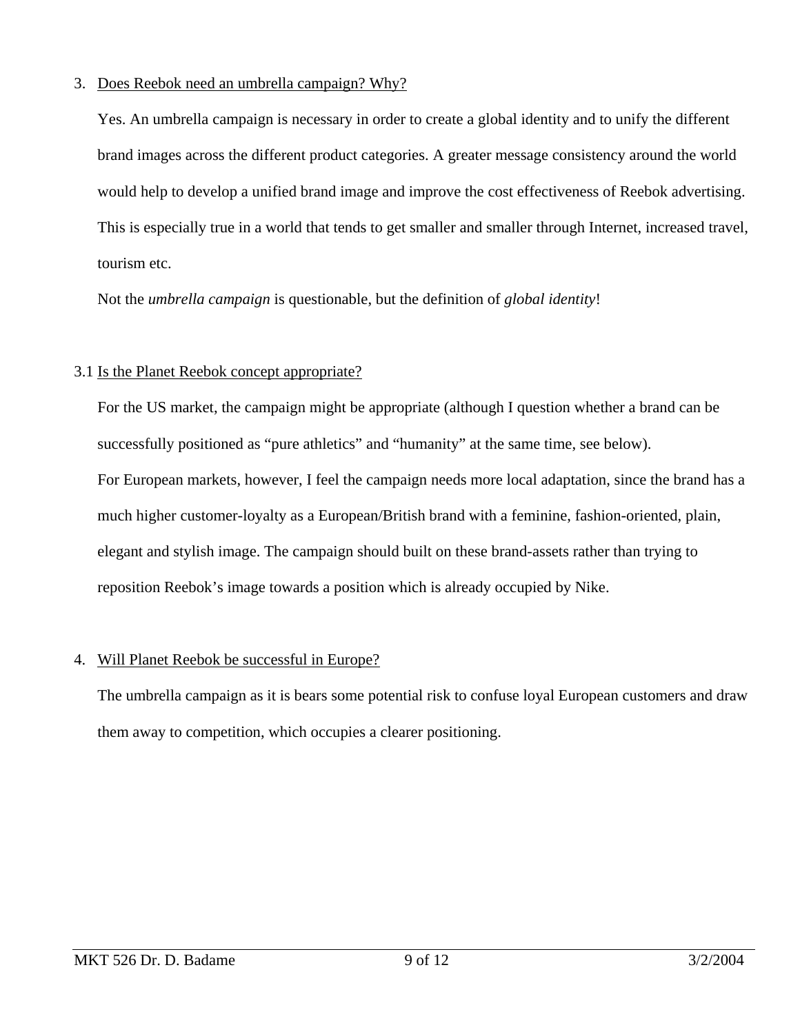3. <u>Does Reebok need an umbrella campaign? Why?</u>

   Yes. An umbrella campaign is necessary in order to create a global identity and to unify the different brand images across the different product categories. A greater message consistency around the world would help to develop a unified brand image and improve the cost effectiveness of Reebok advertising. This is especially true in a world that tends to get smaller and smaller through Internet, increased travel, tourism etc.

   Not the *umbrella campaign* is questionable, but the definition of *global identity*!

3.1 <u>Is the Planet Reebok concept appropriate?</u>

   For the US market, the campaign might be appropriate (although I question whether a brand can be successfully positioned as “pure athletics” and “humanity” at the same time, see below).
   For European markets, however, I feel the campaign needs more local adaptation, since the brand has a much higher customer-loyalty as a European/British brand with a feminine, fashion-oriented, plain, elegant and stylish image. The campaign should built on these brand-assets rather than trying to reposition Reebok’s image towards a position which is already occupied by Nike.

4. <u>Will Planet Reebok be successful in Europe?</u>

   The umbrella campaign as it is bears some potential risk to confuse loyal European customers and draw them away to competition, which occupies a clearer positioning.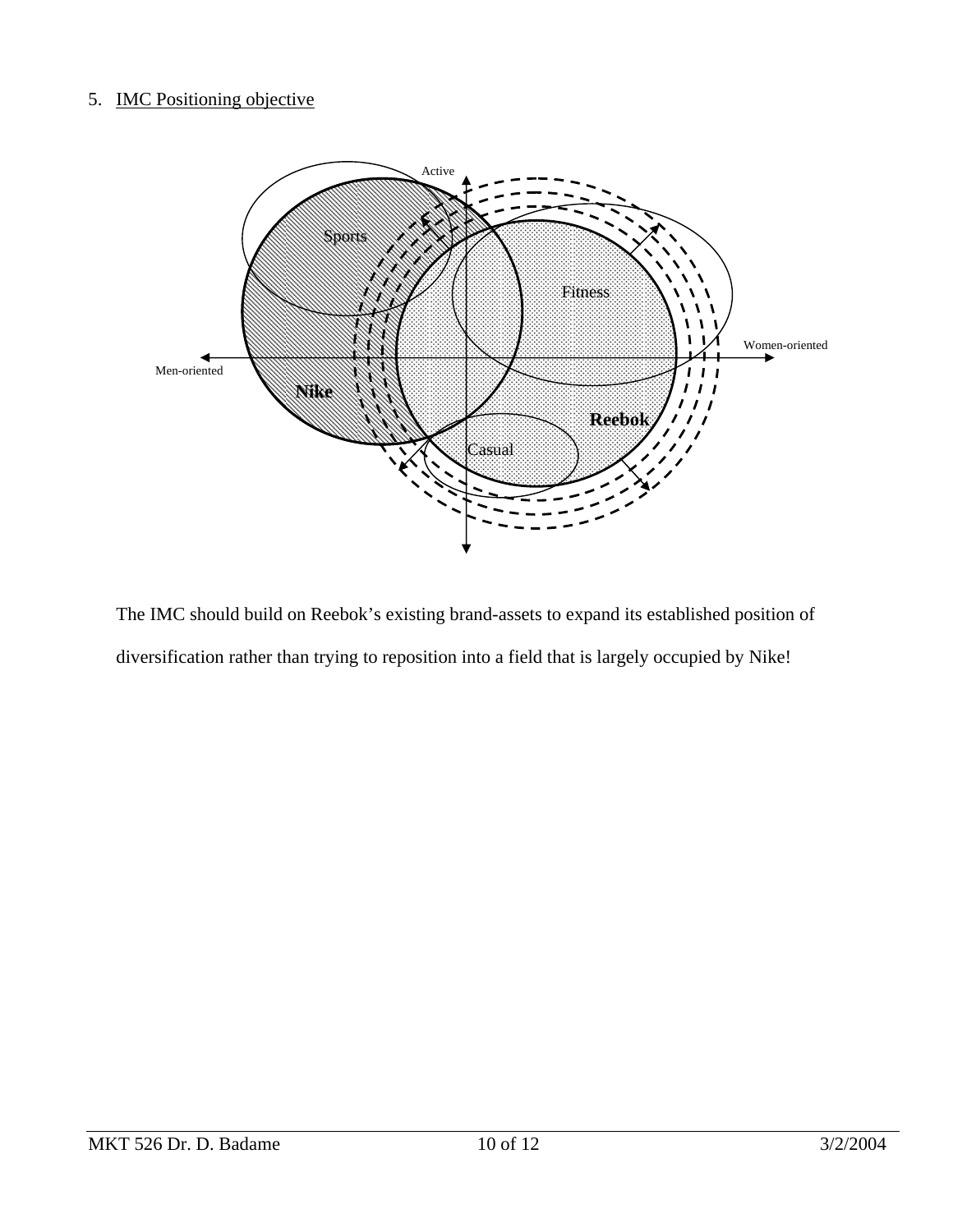5. IMC Positioning objective

Active

Sports

Fitness

Women-oriented

Men-oriented

Nike

Reebok

Casual

The IMC should build on Reebok's existing brand-assets to expand its established position of diversification rather than trying to reposition into a field that is largely occupied by Nike!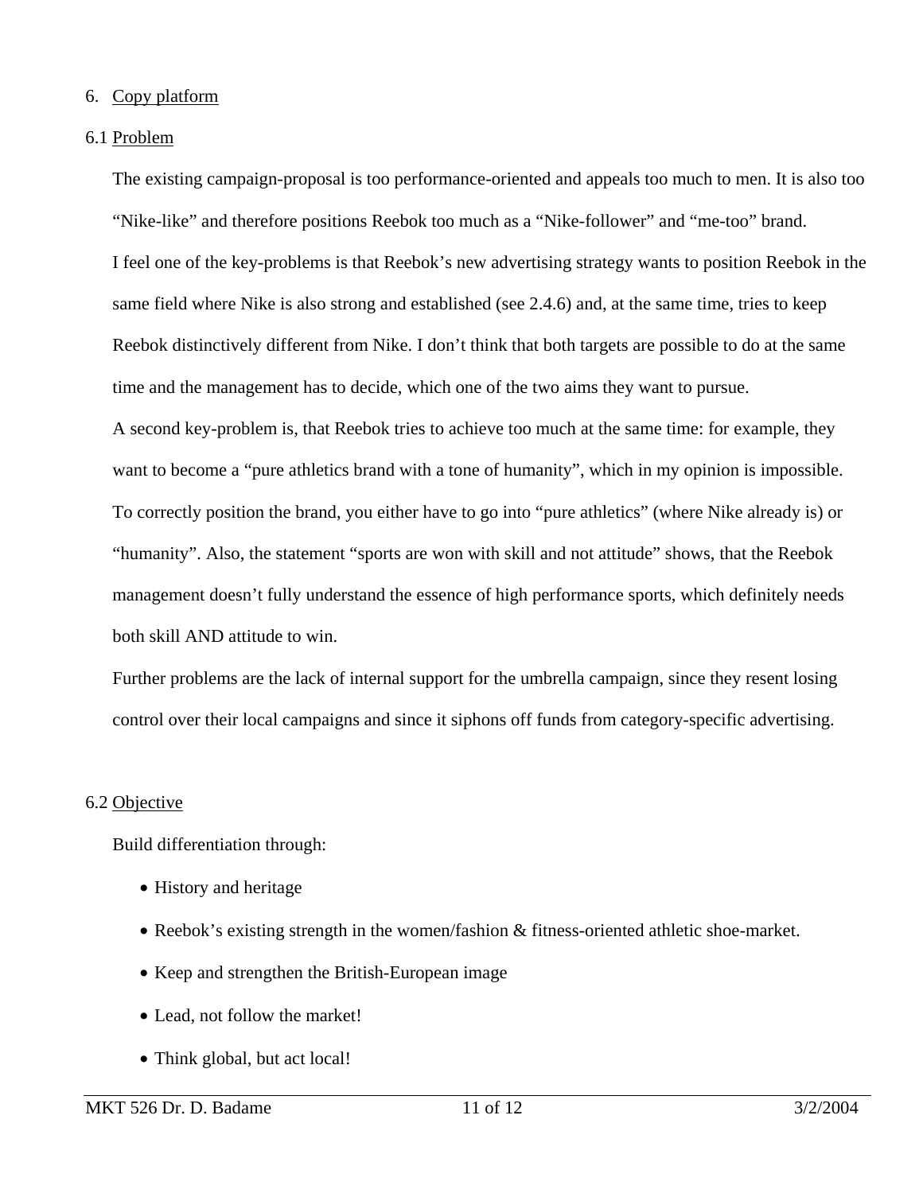## 6. Copy platform

### 6.1 Problem

The existing campaign-proposal is too performance-oriented and appeals too much to men. It is also too "Nike-like" and therefore positions Reebok too much as a "Nike-follower" and "me-too" brand.

I feel one of the key-problems is that Reebok's new advertising strategy wants to position Reebok in the same field where Nike is also strong and established (see 2.4.6) and, at the same time, tries to keep Reebok distinctively different from Nike. I don't think that both targets are possible to do at the same time and the management has to decide, which one of the two aims they want to pursue.

A second key-problem is, that Reebok tries to achieve too much at the same time: for example, they want to become a "pure athletics brand with a tone of humanity", which in my opinion is impossible. To correctly position the brand, you either have to go into "pure athletics" (where Nike already is) or "humanity". Also, the statement "sports are won with skill and not attitude" shows, that the Reebok management doesn't fully understand the essence of high performance sports, which definitely needs both skill AND attitude to win.

Further problems are the lack of internal support for the umbrella campaign, since they resent losing control over their local campaigns and since it siphons off funds from category-specific advertising.

### 6.2 Objective

Build differentiation through:

- History and heritage
- Reebok's existing strength in the women/fashion & fitness-oriented athletic shoe-market.
- Keep and strengthen the British-European image
- Lead, not follow the market!
- Think global, but act local!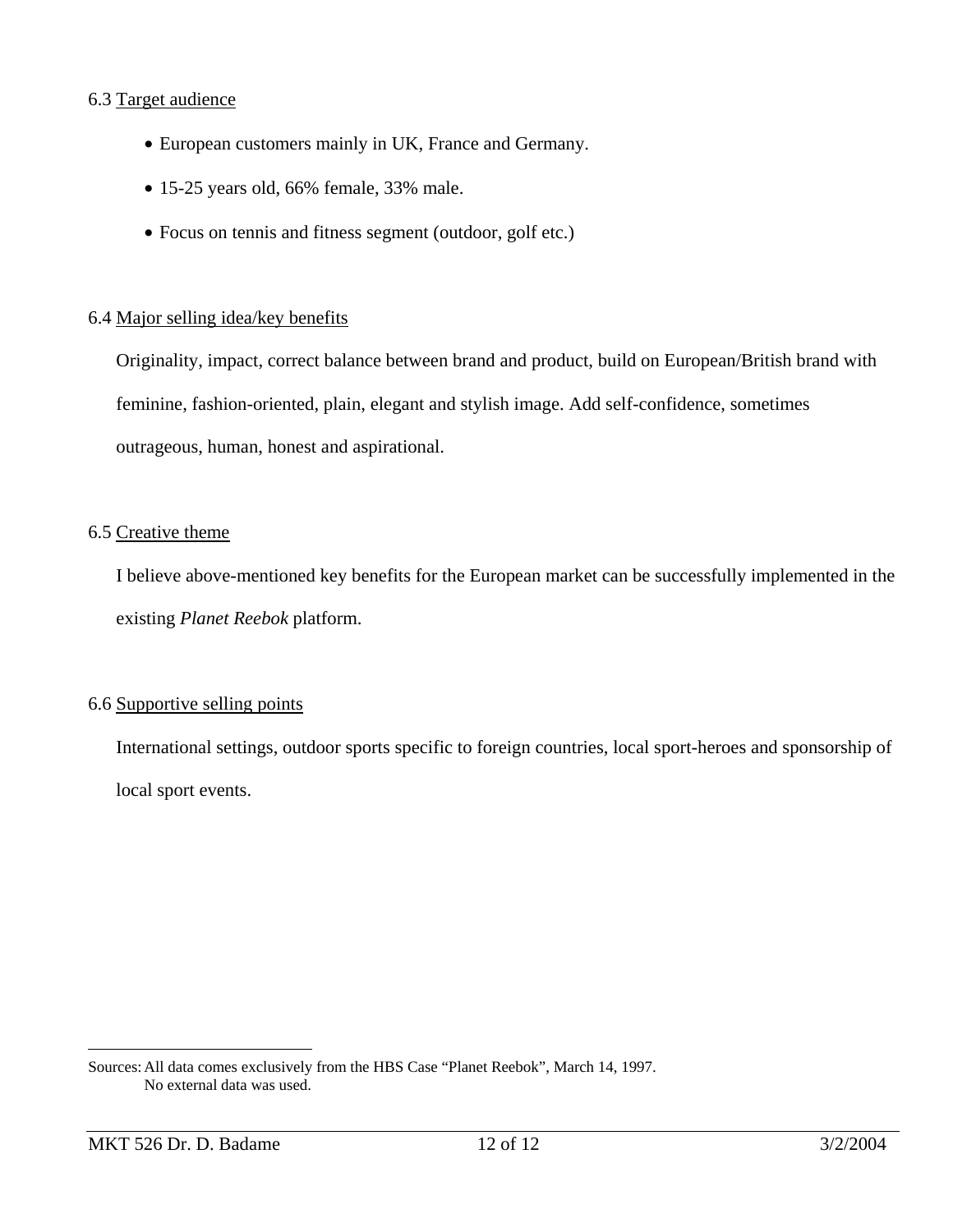6.3 Target audience

- European customers mainly in UK, France and Germany.
- 15-25 years old, 66% female, 33% male.
- Focus on tennis and fitness segment (outdoor, golf etc.)

6.4 Major selling idea/key benefits

Originality, impact, correct balance between brand and product, build on European/British brand with feminine, fashion-oriented, plain, elegant and stylish image. Add self-confidence, sometimes outrageous, human, honest and aspirational.

6.5 Creative theme

I believe above-mentioned key benefits for the European market can be successfully implemented in the existing *Planet Reebok* platform.

6.6 Supportive selling points

International settings, outdoor sports specific to foreign countries, local sport-heroes and sponsorship of local sport events.

---

Sources: All data comes exclusively from the HBS Case "Planet Reebok", March 14, 1997.
No external data was used.